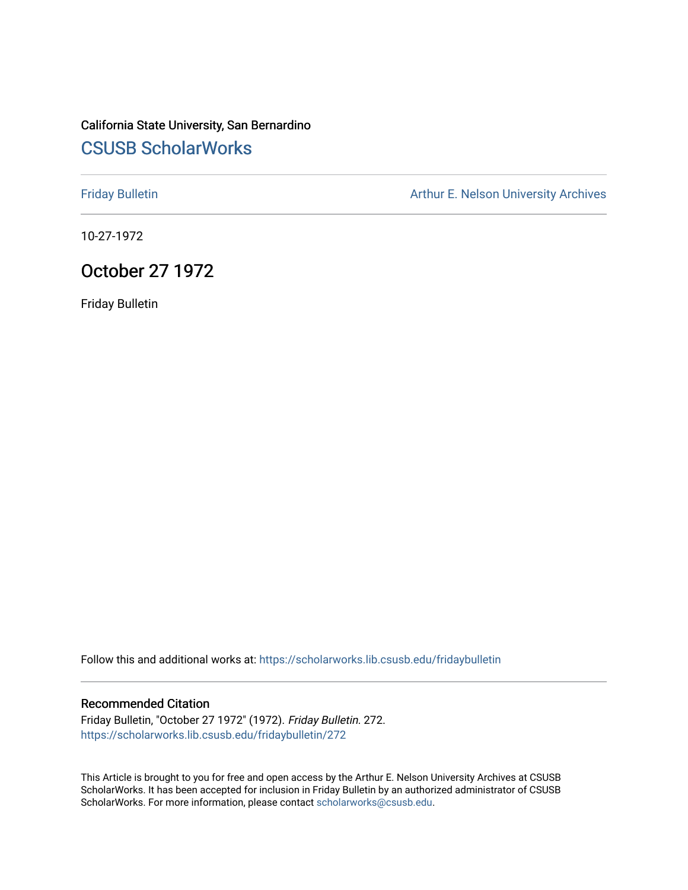California State University, San Bernardino

# CSUSB ScholarWorks

Friday Bulletin

Arthur E. Nelson University Archives

10-27-1972

## October 27 1972

Friday Bulletin

Follow this and additional works at: https://scholarworks.lib.csusb.edu/fridaybulletin

### Recommended Citation

Friday Bulletin, "October 27 1972" (1972). *Friday Bulletin*. 272.
https://scholarworks.lib.csusb.edu/fridaybulletin/272

This Article is brought to you for free and open access by the Arthur E. Nelson University Archives at CSUSB ScholarWorks. It has been accepted for inclusion in Friday Bulletin by an authorized administrator of CSUSB ScholarWorks. For more information, please contact scholarworks@csusb.edu.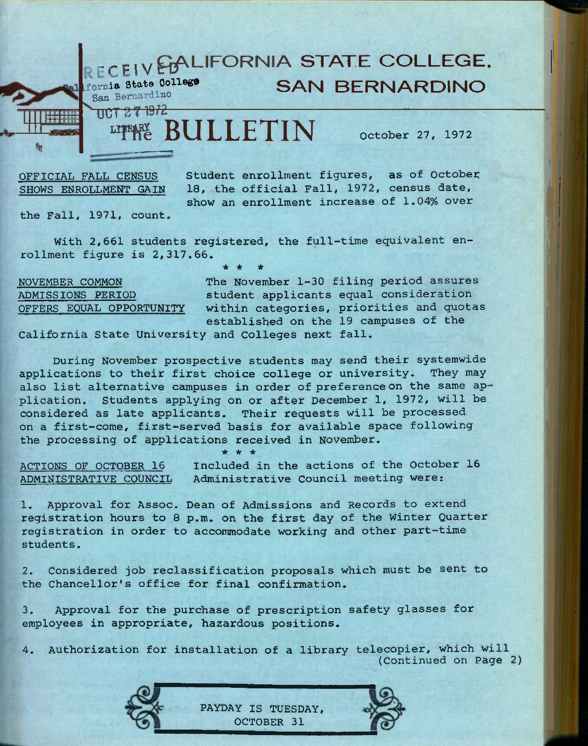# CALIFORNIA STATE COLLEGE, SAN BERNARDINO

RECEIVED
California State College
San Bernardino
OCT 27 1972
LIBRARY

# The BULLETIN

October 27, 1972

OFFICIAL FALL CENSUS SHOWS ENROLLMENT GAIN

Student enrollment figures, as of October 18, the official Fall, 1972, census date, show an enrollment increase of 1.04% over the Fall, 1971, count.

With 2,661 students registered, the full-time equivalent enrollment figure is 2,317.66.

\* \* \*

NOVEMBER COMMON ADMISSIONS PERIOD OFFERS EQUAL OPPORTUNITY

The November 1-30 filing period assures student applicants equal consideration within categories, priorities and quotas established on the 19 campuses of the California State University and Colleges next fall.

During November prospective students may send their systemwide applications to their first choice college or university. They may also list alternative campuses in order of preference on the same application. Students applying on or after December 1, 1972, will be considered as late applicants. Their requests will be processed on a first-come, first-served basis for available space following the processing of applications received in November.

\* \* \*

ACTIONS OF OCTOBER 16 ADMINISTRATIVE COUNCIL

Included in the actions of the October 16 Administrative Council meeting were:

1. Approval for Assoc. Dean of Admissions and Records to extend registration hours to 8 p.m. on the first day of the Winter Quarter registration in order to accommodate working and other part-time students.

2. Considered job reclassification proposals which must be sent to the Chancellor's office for final confirmation.

3. Approval for the purchase of prescription safety glasses for employees in appropriate, hazardous positions.

4. Authorization for installation of a library telecopier, which will

(Continued on Page 2)

PAYDAY IS TUESDAY, OCTOBER 31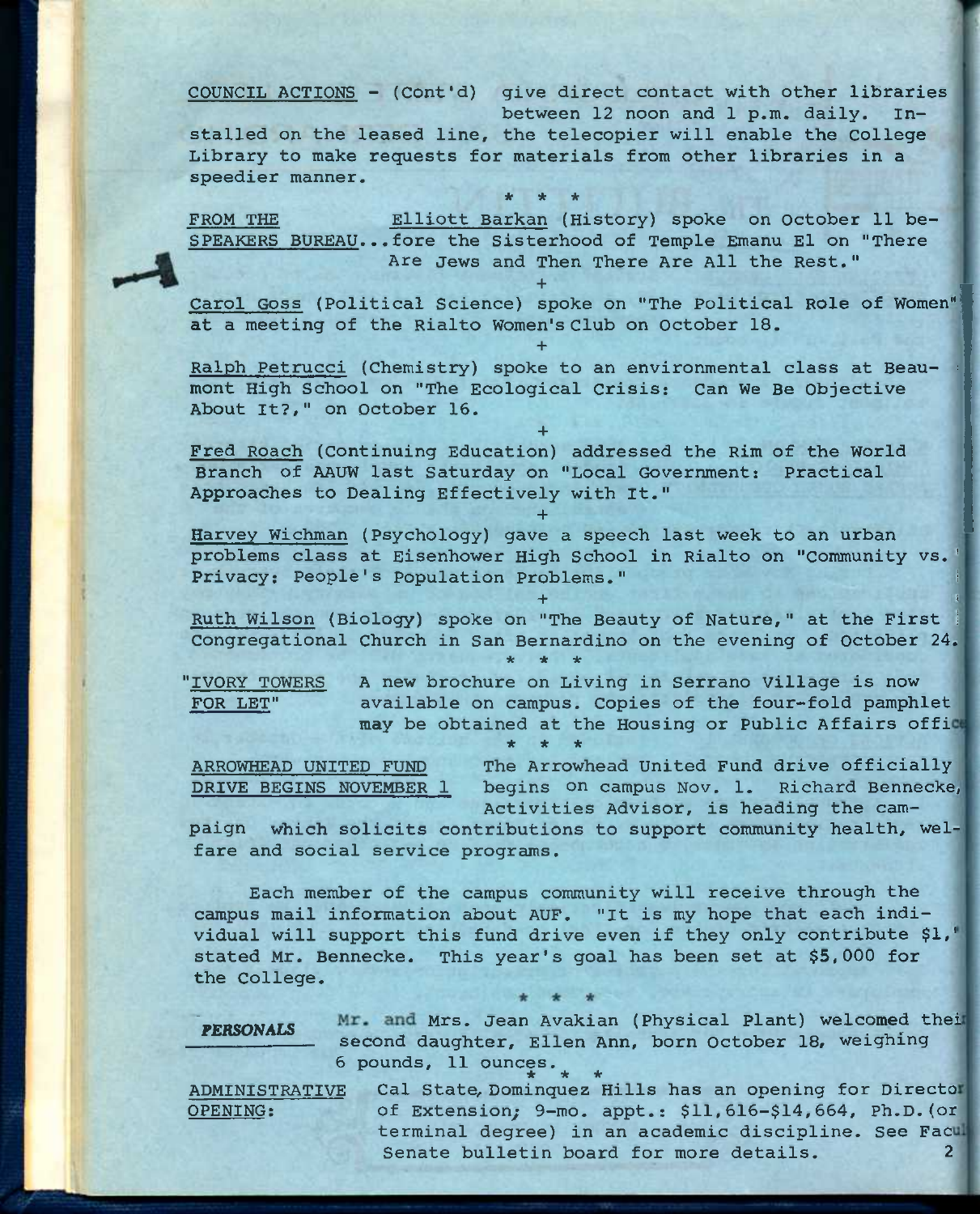COUNCIL ACTIONS - (Cont'd) give direct contact with other libraries between 12 noon and 1 p.m. daily. Installed on the leased line, the telecopier will enable the College Library to make requests for materials from other libraries in a speedier manner.

\* \* \*

FROM THE SPEAKERS BUREAU... Elliott Barkan (History) spoke on October 11 before the Sisterhood of Temple Emanu El on "There Are Jews and Then There Are All the Rest."

+

Carol Goss (Political Science) spoke on "The Political Role of Women" at a meeting of the Rialto Women's Club on October 18.

+

Ralph Petrucci (Chemistry) spoke to an environmental class at Beaumont High School on "The Ecological Crisis: Can We Be Objective About It?," on October 16.

+

Fred Roach (Continuing Education) addressed the Rim of the World Branch of AAUW last Saturday on "Local Government: Practical Approaches to Dealing Effectively with It."

+

Harvey Wichman (Psychology) gave a speech last week to an urban problems class at Eisenhower High School in Rialto on "Community vs. Privacy: People's Population Problems."

+

Ruth Wilson (Biology) spoke on "The Beauty of Nature," at the First Congregational Church in San Bernardino on the evening of October 24.

\* \* \*

"IVORY TOWERS FOR LET" A new brochure on Living in Serrano Village is now available on campus. Copies of the four-fold pamphlet may be obtained at the Housing or Public Affairs office.

\* \* \*

ARROWHEAD UNITED FUND DRIVE BEGINS NOVEMBER 1 The Arrowhead United Fund drive officially begins on campus Nov. 1. Richard Bennecke, Activities Advisor, is heading the campaign which solicits contributions to support community health, welfare and social service programs.

Each member of the campus community will receive through the campus mail information about AUF. "It is my hope that each individual will support this fund drive even if they only contribute $1," stated Mr. Bennecke. This year's goal has been set at $5,000 for the College.

\* \* \*

*PERSONALS* Mr. and Mrs. Jean Avakian (Physical Plant) welcomed their second daughter, Ellen Ann, born October 18, weighing 6 pounds, 11 ounces.

\* \* \*

ADMINISTRATIVE OPENING: Cal State, Dominquez Hills has an opening for Director of Extension; 9-mo. appt.: $11,616-$14,664, Ph.D. (or terminal degree) in an academic discipline. See Faculty Senate bulletin board for more details.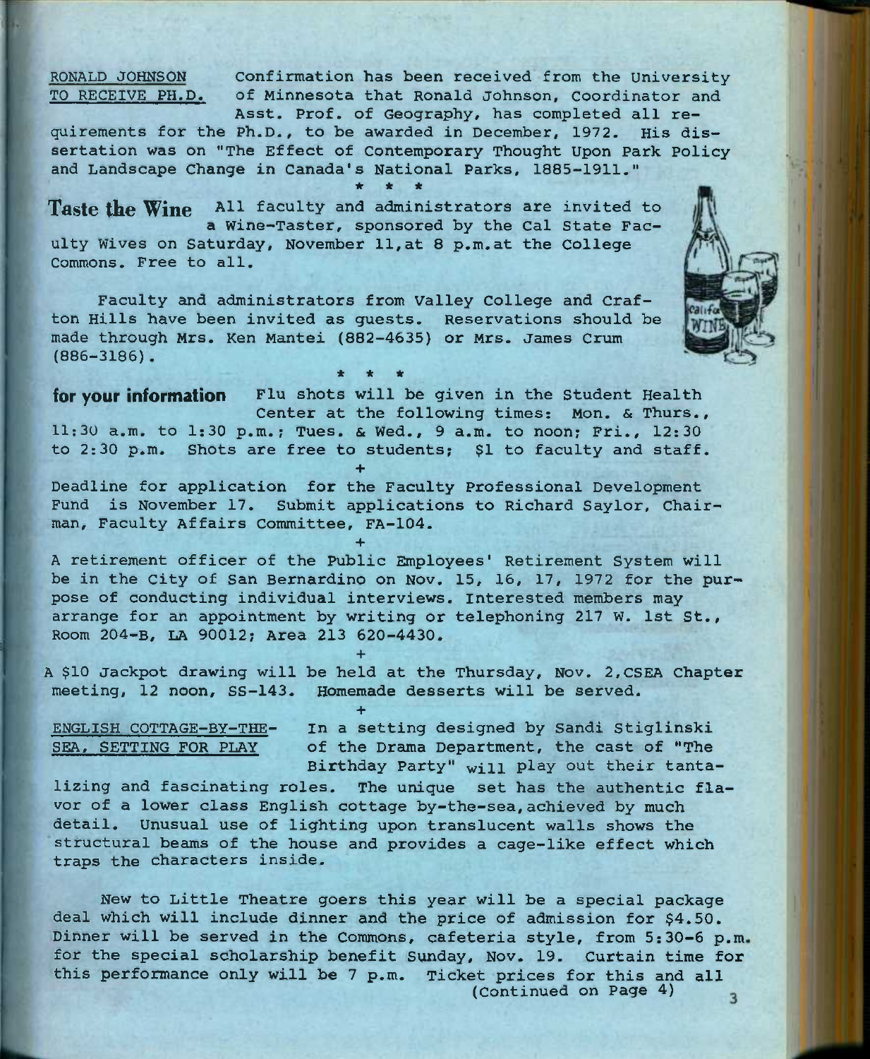**RONALD JOHNSON TO RECEIVE PH.D.**

Confirmation has been received from the University of Minnesota that Ronald Johnson, Coordinator and Asst. Prof. of Geography, has completed all requirements for the Ph.D., to be awarded in December, 1972. His dissertation was on "The Effect of Contemporary Thought Upon Park Policy and Landscape Change in Canada's National Parks, 1885-1911."

\* \* \*

## Taste the Wine

All faculty and administrators are invited to a Wine-Taster, sponsored by the Cal State Faculty Wives on Saturday, November 11, at 8 p.m. at the College Commons. Free to all.

Faculty and administrators from Valley College and Crafton Hills have been invited as guests. Reservations should be made through Mrs. Ken Mantei (882-4635) or Mrs. James Crum (886-3186).

\* \* \*

## for your information

Flu shots will be given in the Student Health Center at the following times: Mon. & Thurs., 11:30 a.m. to 1:30 p.m.; Tues. & Wed., 9 a.m. to noon; Fri., 12:30 to 2:30 p.m. Shots are free to students; $1 to faculty and staff.

+

Deadline for application for the Faculty Professional Development Fund is November 17. Submit applications to Richard Saylor, Chairman, Faculty Affairs Committee, FA-104.

+

A retirement officer of the Public Employees' Retirement System will be in the City of San Bernardino on Nov. 15, 16, 17, 1972 for the purpose of conducting individual interviews. Interested members may arrange for an appointment by writing or telephoning 217 W. 1st St., Room 204-B, LA 90012; Area 213 620-4430.

+

A $10 Jackpot drawing will be held at the Thursday, Nov. 2, CSEA Chapter meeting, 12 noon, SS-143. Homemade desserts will be served.

+

**ENGLISH COTTAGE-BY-THE-SEA, SETTING FOR PLAY**

In a setting designed by Sandi Stiglinski of the Drama Department, the cast of "The Birthday Party" will play out their tantalizing and fascinating roles. The unique set has the authentic flavor of a lower class English cottage by-the-sea, achieved by much detail. Unusual use of lighting upon translucent walls shows the structural beams of the house and provides a cage-like effect which traps the characters inside.

New to Little Theatre goers this year will be a special package deal which will include dinner and the price of admission for $4.50. Dinner will be served in the Commons, cafeteria style, from 5:30-6 p.m. for the special scholarship benefit Sunday, Nov. 19. Curtain time for this performance only will be 7 p.m. Ticket prices for this and all

(Continued on Page 4)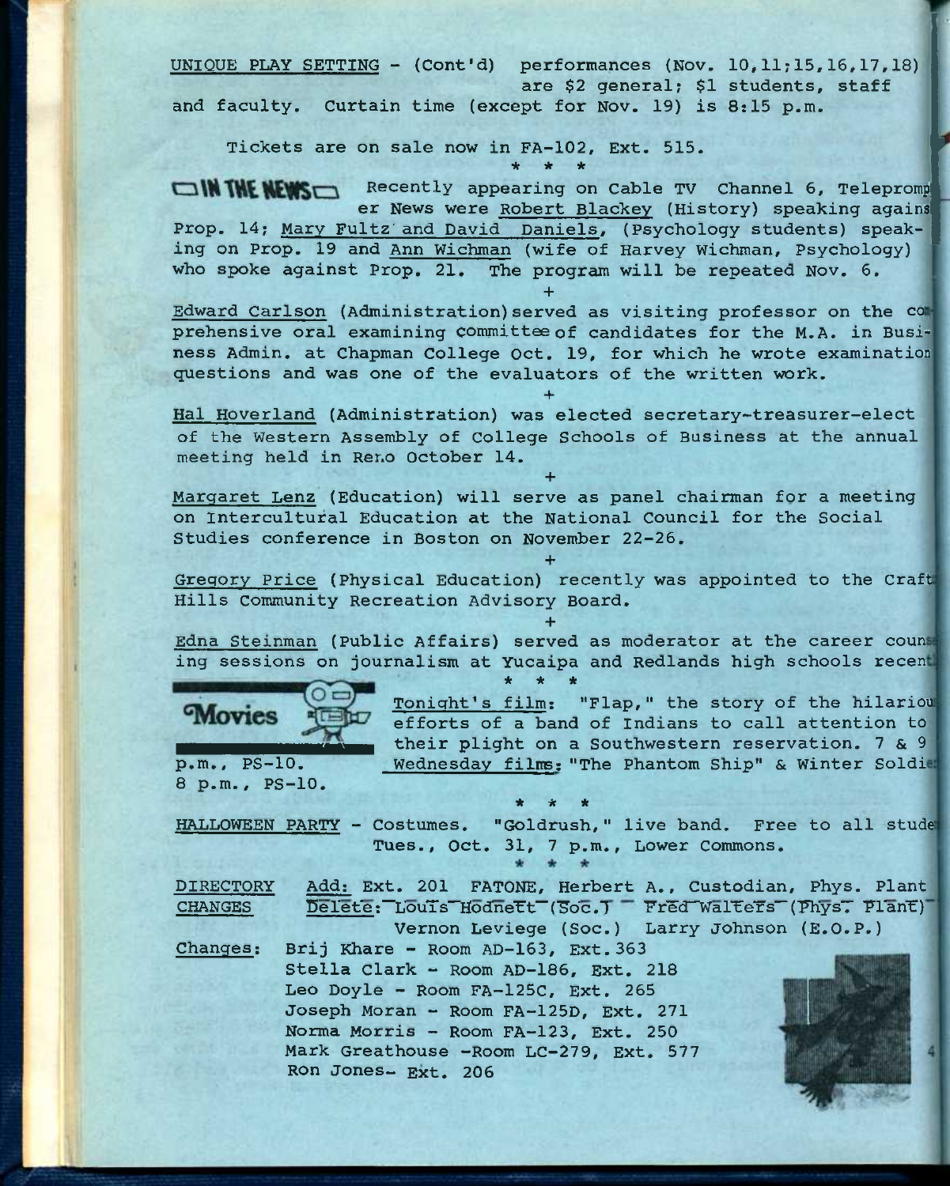UNIQUE PLAY SETTING - (Cont'd) performances (Nov. 10,11;15,16,17,18) are $2 general; $1 students, staff and faculty. Curtain time (except for Nov. 19) is 8:15 p.m.

Tickets are on sale now in FA-102, Ext. 515.

\* \* \*

**IN THE NEWS** Recently appearing on Cable TV Channel 6, Teleprompter News were Robert Blackey (History) speaking against Prop. 14; Mary Fultz and David Daniels, (Psychology students) speaking on Prop. 19 and Ann Wichman (wife of Harvey Wichman, Psychology) who spoke against Prop. 21. The program will be repeated Nov. 6.

+

Edward Carlson (Administration) served as visiting professor on the comprehensive oral examining committee of candidates for the M.A. in Business Admin. at Chapman College Oct. 19, for which he wrote examination questions and was one of the evaluators of the written work.

+

Hal Hoverland (Administration) was elected secretary-treasurer-elect of the Western Assembly of College Schools of Business at the annual meeting held in Reno October 14.

+

Margaret Lenz (Education) will serve as panel chairman for a meeting on Intercultural Education at the National Council for the Social Studies conference in Boston on November 22-26.

+

Gregory Price (Physical Education) recently was appointed to the Crafton Hills Community Recreation Advisory Board.

+

Edna Steinman (Public Affairs) served as moderator at the career counseling sessions on journalism at Yucaipa and Redlands high schools recently.

\* \* \*

**Movies**

Tonight's film: "Flap," the story of the hilarious efforts of a band of Indians to call attention to their plight on a Southwestern reservation. 7 & 9 p.m., PS-10.

Wednesday films: "The Phantom Ship" & Winter Soldier 8 p.m., PS-10.

\* \* \*

HALLOWEEN PARTY - Costumes. "Goldrush," live band. Free to all students Tues., Oct. 31, 7 p.m., Lower Commons.

\* \* \*

DIRECTORY CHANGES

Add: Ext. 201 FATONE, Herbert A., Custodian, Phys. Plant

Delete: Louis Hodnett (Soc.) Fred Walters (Phys. Plant) Vernon Leviege (Soc.) Larry Johnson (E.O.P.)

Changes:
- Brij Khare - Room AD-163, Ext. 363
- Stella Clark - Room AD-186, Ext. 218
- Leo Doyle - Room FA-125C, Ext. 265
- Joseph Moran - Room FA-125D, Ext. 271
- Norma Morris - Room FA-123, Ext. 250
- Mark Greathouse -Room LC-279, Ext. 577
- Ron Jones- Ext. 206